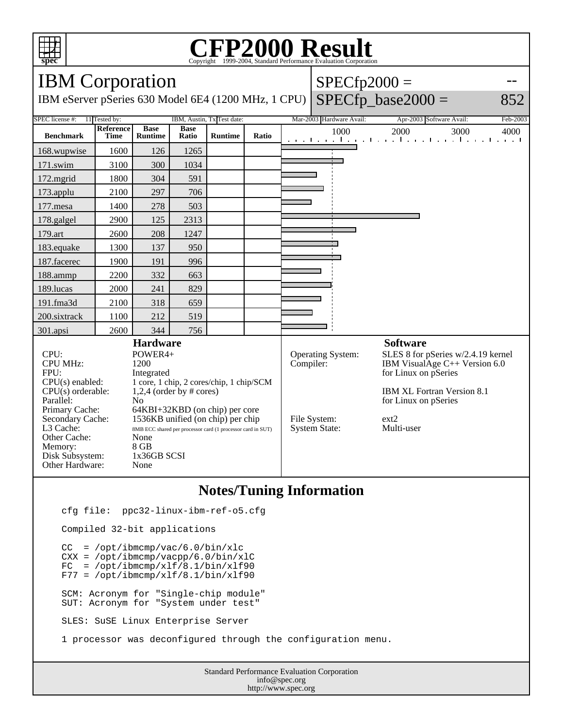# CFP2000 Result

Copyright 1999-2004, Standard Performance Evaluation Corporation

## IBM Corporation

IBM eServer pSeries 630 Model 6E4 (1200 MHz, 1 CPU)

SPECfp2000 = --

SPECfp_base2000 = 852

| SPEC license #: | 11 | Tested by: | IBM, Austin, Tx | Test date: | Mar-2003 | Hardware Avail: | Apr-2003 | Software Avail: | Feb-2003 |
|---|---|---|---|---|---|---|---|---|---|

| Benchmark | Reference Time | Base Runtime | Base Ratio | Runtime | Ratio |
|---|---|---|---|---|---|
| 168.wupwise | 1600 | 126 | 1265 | | |
| 171.swim | 3100 | 300 | 1034 | | |
| 172.mgrid | 1800 | 304 | 591 | | |
| 173.applu | 2100 | 297 | 706 | | |
| 177.mesa | 1400 | 278 | 503 | | |
| 178.galgel | 2900 | 125 | 2313 | | |
| 179.art | 2600 | 208 | 1247 | | |
| 183.equake | 1300 | 137 | 950 | | |
| 187.facerec | 1900 | 191 | 996 | | |
| 188.ammp | 2200 | 332 | 663 | | |
| 189.lucas | 2000 | 241 | 829 | | |
| 191.fma3d | 2100 | 318 | 659 | | |
| 200.sixtrack | 1100 | 212 | 519 | | |
| 301.apsi | 2600 | 344 | 756 | | |

### Hardware

| | |
|---|---|
| CPU: | POWER4+ |
| CPU MHz: | 1200 |
| FPU: | Integrated |
| CPU(s) enabled: | 1 core, 1 chip, 2 cores/chip, 1 chip/SCM |
| CPU(s) orderable: | 1,2,4 (order by # cores) |
| Parallel: | No |
| Primary Cache: | 64KBI+32KBD (on chip) per core |
| Secondary Cache: | 1536KB unified (on chip) per chip |
| L3 Cache: | 8MB ECC shared per processor card (1 processor card in SUT) |
| Other Cache: | None |
| Memory: | 8 GB |
| Disk Subsystem: | 1x36GB SCSI |
| Other Hardware: | None |

### Software

| | |
|---|---|
| Operating System: | SLES 8 for pSeries w/2.4.19 kernel |
| Compiler: | IBM VisualAge C++ Version 6.0 for Linux on pSeries<br><br>IBM XL Fortran Version 8.1 for Linux on pSeries |
| File System: | ext2 |
| System State: | Multi-user |

## Notes/Tuning Information

```
cfg file:  ppc32-linux-ibm-ref-o5.cfg

Compiled 32-bit applications

CC  = /opt/ibmcmp/vac/6.0/bin/xlc
CXX = /opt/ibmcmp/vacpp/6.0/bin/xlC
FC  = /opt/ibmcmp/xlf/8.1/bin/xlf90
F77 = /opt/ibmcmp/xlf/8.1/bin/xlf90

SCM: Acronym for "Single-chip module"
SUT: Acronym for "System under test"

SLES: SuSE Linux Enterprise Server

1 processor was deconfigured through the configuration menu.
```

Standard Performance Evaluation Corporation
info@spec.org
http://www.spec.org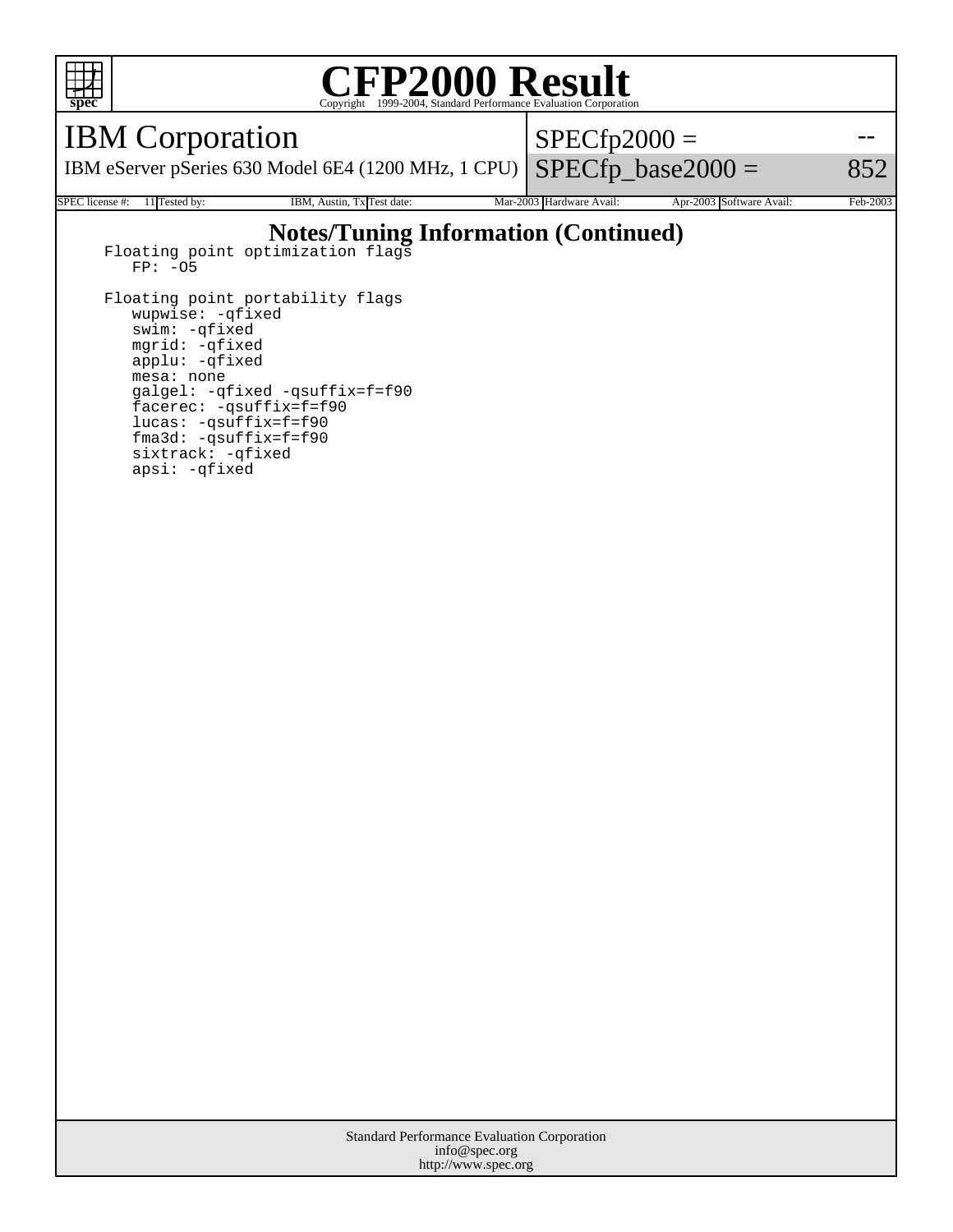# CFP2000 Result

Copyright 1999-2004, Standard Performance Evaluation Corporation

## IBM Corporation

IBM eServer pSeries 630 Model 6E4 (1200 MHz, 1 CPU)

SPECfp2000 = --

SPECfp_base2000 = 852

| SPEC license #: | 11 | Tested by: | IBM, Austin, Tx | Test date: | Mar-2003 | Hardware Avail: | Apr-2003 | Software Avail: | Feb-2003 |
|---|---|---|---|---|---|---|---|---|---|

### Notes/Tuning Information (Continued)

```
Floating point optimization flags
   FP: -O5

Floating point portability flags
   wupwise: -qfixed
   swim: -qfixed
   mgrid: -qfixed
   applu: -qfixed
   mesa: none
   galgel: -qfixed -qsuffix=f=f90
   facerec: -qsuffix=f=f90
   lucas: -qsuffix=f=f90
   fma3d: -qsuffix=f=f90
   sixtrack: -qfixed
   apsi: -qfixed
```

Standard Performance Evaluation Corporation
info@spec.org
http://www.spec.org